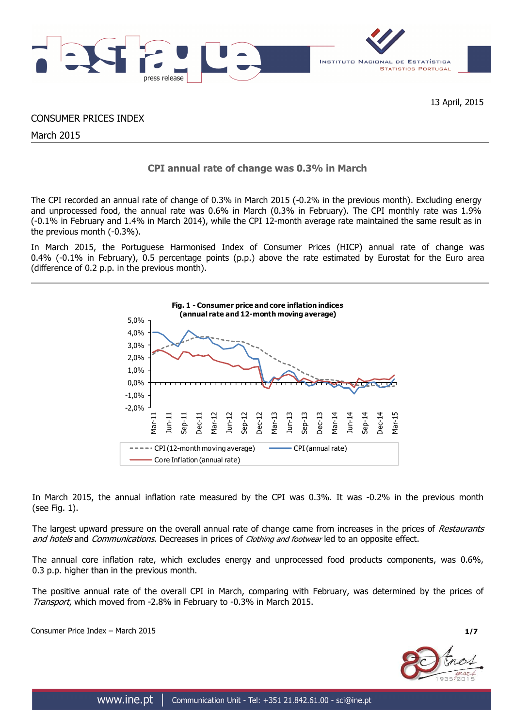13 April, 2015

CONSUMER PRICES INDEX

March 2015

## CPI annual rate of change was 0.3% in March

The CPI recorded an annual rate of change of 0.3% in March 2015 (-0.2% in the previous month). Excluding energy and unprocessed food, the annual rate was 0.6% in March (0.3% in February). The CPI monthly rate was 1.9% (-0.1% in February and 1.4% in March 2014), while the CPI 12-month average rate maintained the same result as in the previous month (-0.3%).

In March 2015, the Portuguese Harmonised Index of Consumer Prices (HICP) annual rate of change was 0.4% (-0.1% in February), 0.5 percentage points (p.p.) above the rate estimated by Eurostat for the Euro area (difference of 0.2 p.p. in the previous month).

**Fig. 1 - Consumer price and core inflation indices (annual rate and 12-month moving average)**

In March 2015, the annual inflation rate measured by the CPI was 0.3%. It was -0.2% in the previous month (see Fig. 1).

The largest upward pressure on the overall annual rate of change came from increases in the prices of *Restaurants and hotels* and *Communications*. Decreases in prices of *Clothing and footwear* led to an opposite effect.

The annual core inflation rate, which excludes energy and unprocessed food products components, was 0.6%, 0.3 p.p. higher than in the previous month.

The positive annual rate of the overall CPI in March, comparing with February, was determined by the prices of *Transport*, which moved from -2.8% in February to -0.3% in March 2015.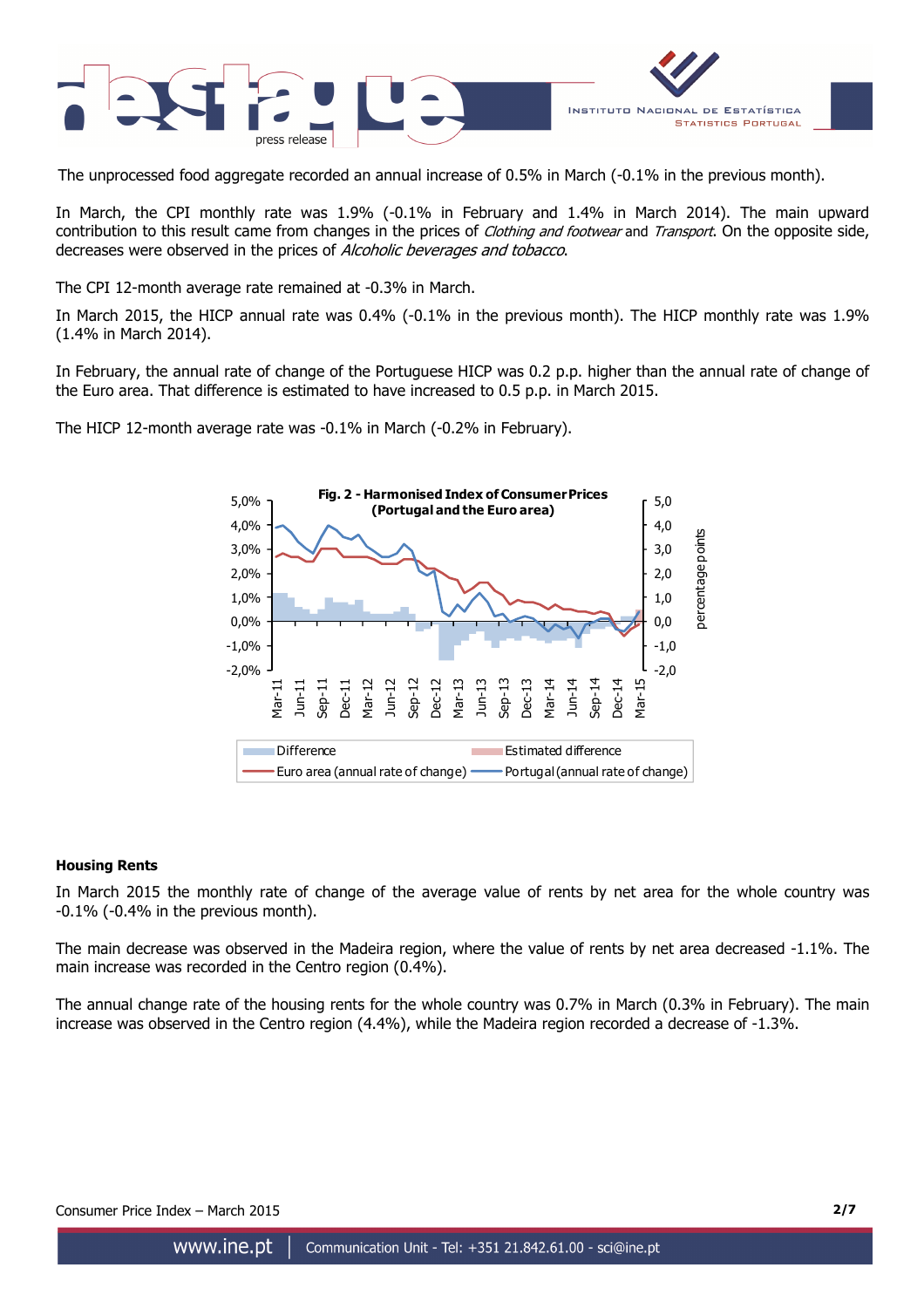The unprocessed food aggregate recorded an annual increase of 0.5% in March (-0.1% in the previous month).

In March, the CPI monthly rate was 1.9% (-0.1% in February and 1.4% in March 2014). The main upward contribution to this result came from changes in the prices of *Clothing and footwear* and *Transport*. On the opposite side, decreases were observed in the prices of *Alcoholic beverages and tobacco*.

The CPI 12-month average rate remained at -0.3% in March.

In March 2015, the HICP annual rate was 0.4% (-0.1% in the previous month). The HICP monthly rate was 1.9% (1.4% in March 2014).

In February, the annual rate of change of the Portuguese HICP was 0.2 p.p. higher than the annual rate of change of the Euro area. That difference is estimated to have increased to 0.5 p.p. in March 2015.

The HICP 12-month average rate was -0.1% in March (-0.2% in February).

**Fig. 2 - Harmonised Index of Consumer Prices (Portugal and the Euro area)**

### Housing Rents

In March 2015 the monthly rate of change of the average value of rents by net area for the whole country was -0.1% (-0.4% in the previous month).

The main decrease was observed in the Madeira region, where the value of rents by net area decreased -1.1%. The main increase was recorded in the Centro region (0.4%).

The annual change rate of the housing rents for the whole country was 0.7% in March (0.3% in February). The main increase was observed in the Centro region (4.4%), while the Madeira region recorded a decrease of -1.3%.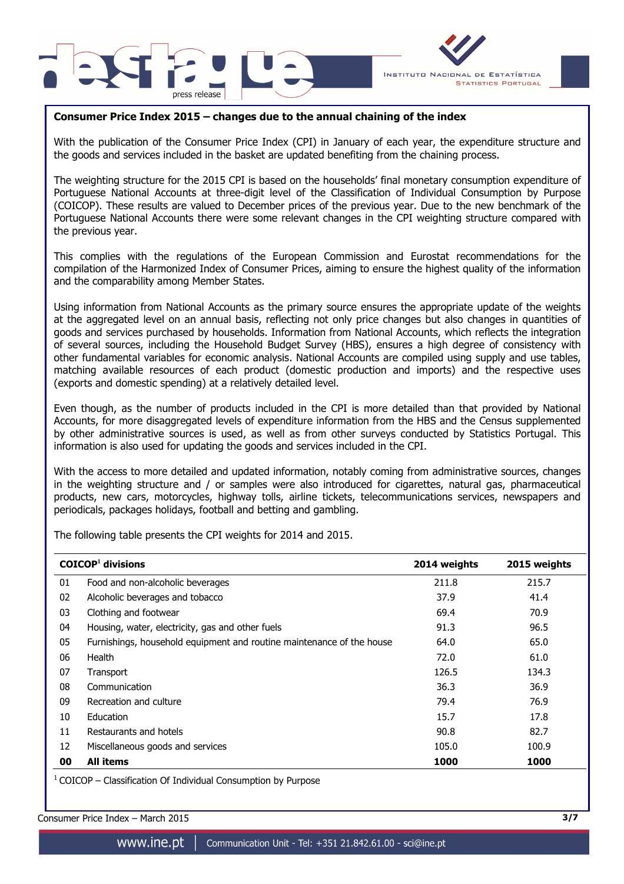**Consumer Price Index 2015 – changes due to the annual chaining of the index**

With the publication of the Consumer Price Index (CPI) in January of each year, the expenditure structure and the goods and services included in the basket are updated benefiting from the chaining process.

The weighting structure for the 2015 CPI is based on the households' final monetary consumption expenditure of Portuguese National Accounts at three-digit level of the Classification of Individual Consumption by Purpose (COICOP). These results are valued to December prices of the previous year. Due to the new benchmark of the Portuguese National Accounts there were some relevant changes in the CPI weighting structure compared with the previous year.

This complies with the regulations of the European Commission and Eurostat recommendations for the compilation of the Harmonized Index of Consumer Prices, aiming to ensure the highest quality of the information and the comparability among Member States.

Using information from National Accounts as the primary source ensures the appropriate update of the weights at the aggregated level on an annual basis, reflecting not only price changes but also changes in quantities of goods and services purchased by households. Information from National Accounts, which reflects the integration of several sources, including the Household Budget Survey (HBS), ensures a high degree of consistency with other fundamental variables for economic analysis. National Accounts are compiled using supply and use tables, matching available resources of each product (domestic production and imports) and the respective uses (exports and domestic spending) at a relatively detailed level.

Even though, as the number of products included in the CPI is more detailed than that provided by National Accounts, for more disaggregated levels of expenditure information from the HBS and the Census supplemented by other administrative sources is used, as well as from other surveys conducted by Statistics Portugal. This information is also used for updating the goods and services included in the CPI.

With the access to more detailed and updated information, notably coming from administrative sources, changes in the weighting structure and / or samples were also introduced for cigarettes, natural gas, pharmaceutical products, new cars, motorcycles, highway tolls, airline tickets, telecommunications services, newspapers and periodicals, packages holidays, football and betting and gambling.

The following table presents the CPI weights for 2014 and 2015.

| COICOP[1] divisions | | 2014 weights | 2015 weights |
|---|---|---|---|
| 01 | Food and non-alcoholic beverages | 211.8 | 215.7 |
| 02 | Alcoholic beverages and tobacco | 37.9 | 41.4 |
| 03 | Clothing and footwear | 69.4 | 70.9 |
| 04 | Housing, water, electricity, gas and other fuels | 91.3 | 96.5 |
| 05 | Furnishings, household equipment and routine maintenance of the house | 64.0 | 65.0 |
| 06 | Health | 72.0 | 61.0 |
| 07 | Transport | 126.5 | 134.3 |
| 08 | Communication | 36.3 | 36.9 |
| 09 | Recreation and culture | 79.4 | 76.9 |
| 10 | Education | 15.7 | 17.8 |
| 11 | Restaurants and hotels | 90.8 | 82.7 |
| 12 | Miscellaneous goods and services | 105.0 | 100.9 |
| **00** | **All items** | **1000** | **1000** |

[1] COICOP – Classification Of Individual Consumption by Purpose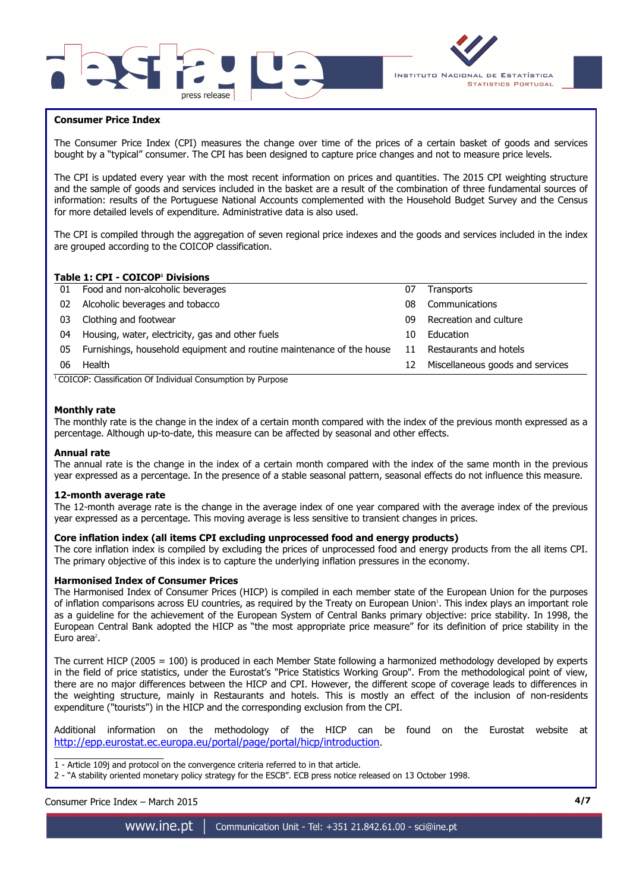## Consumer Price Index

The Consumer Price Index (CPI) measures the change over time of the prices of a certain basket of goods and services bought by a "typical" consumer. The CPI has been designed to capture price changes and not to measure price levels.

The CPI is updated every year with the most recent information on prices and quantities. The 2015 CPI weighting structure and the sample of goods and services included in the basket are a result of the combination of three fundamental sources of information: results of the Portuguese National Accounts complemented with the Household Budget Survey and the Census for more detailed levels of expenditure. Administrative data is also used.

The CPI is compiled through the aggregation of seven regional price indexes and the goods and services included in the index are grouped according to the COICOP classification.

**Table 1: CPI - COICOP[1] Divisions**

| | | | |
|---|---|---|---|
| 01 | Food and non-alcoholic beverages | 07 | Transports |
| 02 | Alcoholic beverages and tobacco | 08 | Communications |
| 03 | Clothing and footwear | 09 | Recreation and culture |
| 04 | Housing, water, electricity, gas and other fuels | 10 | Education |
| 05 | Furnishings, household equipment and routine maintenance of the house | 11 | Restaurants and hotels |
| 06 | Health | 12 | Miscellaneous goods and services |

[1] COICOP: Classification Of Individual Consumption by Purpose

### Monthly rate

The monthly rate is the change in the index of a certain month compared with the index of the previous month expressed as a percentage. Although up-to-date, this measure can be affected by seasonal and other effects.

### Annual rate

The annual rate is the change in the index of a certain month compared with the index of the same month in the previous year expressed as a percentage. In the presence of a stable seasonal pattern, seasonal effects do not influence this measure.

### 12-month average rate

The 12-month average rate is the change in the average index of one year compared with the average index of the previous year expressed as a percentage. This moving average is less sensitive to transient changes in prices.

### Core inflation index (all items CPI excluding unprocessed food and energy products)

The core inflation index is compiled by excluding the prices of unprocessed food and energy products from the all items CPI. The primary objective of this index is to capture the underlying inflation pressures in the economy.

### Harmonised Index of Consumer Prices

The Harmonised Index of Consumer Prices (HICP) is compiled in each member state of the European Union for the purposes of inflation comparisons across EU countries, as required by the Treaty on European Union[1]. This index plays an important role as a guideline for the achievement of the European System of Central Banks primary objective: price stability. In 1998, the European Central Bank adopted the HICP as "the most appropriate price measure" for its definition of price stability in the Euro area[2].

The current HICP (2005 = 100) is produced in each Member State following a harmonized methodology developed by experts in the field of price statistics, under the Eurostat's "Price Statistics Working Group". From the methodological point of view, there are no major differences between the HICP and CPI. However, the different scope of coverage leads to differences in the weighting structure, mainly in Restaurants and hotels. This is mostly an effect of the inclusion of non-residents expenditure ("tourists") in the HICP and the corresponding exclusion from the CPI.

Additional information on the methodology of the HICP can be found on the Eurostat website at http://epp.eurostat.ec.europa.eu/portal/page/portal/hicp/introduction.

---

1 - Article 109j and protocol on the convergence criteria referred to in that article.

2 - "A stability oriented monetary policy strategy for the ESCB". ECB press notice released on 13 October 1998.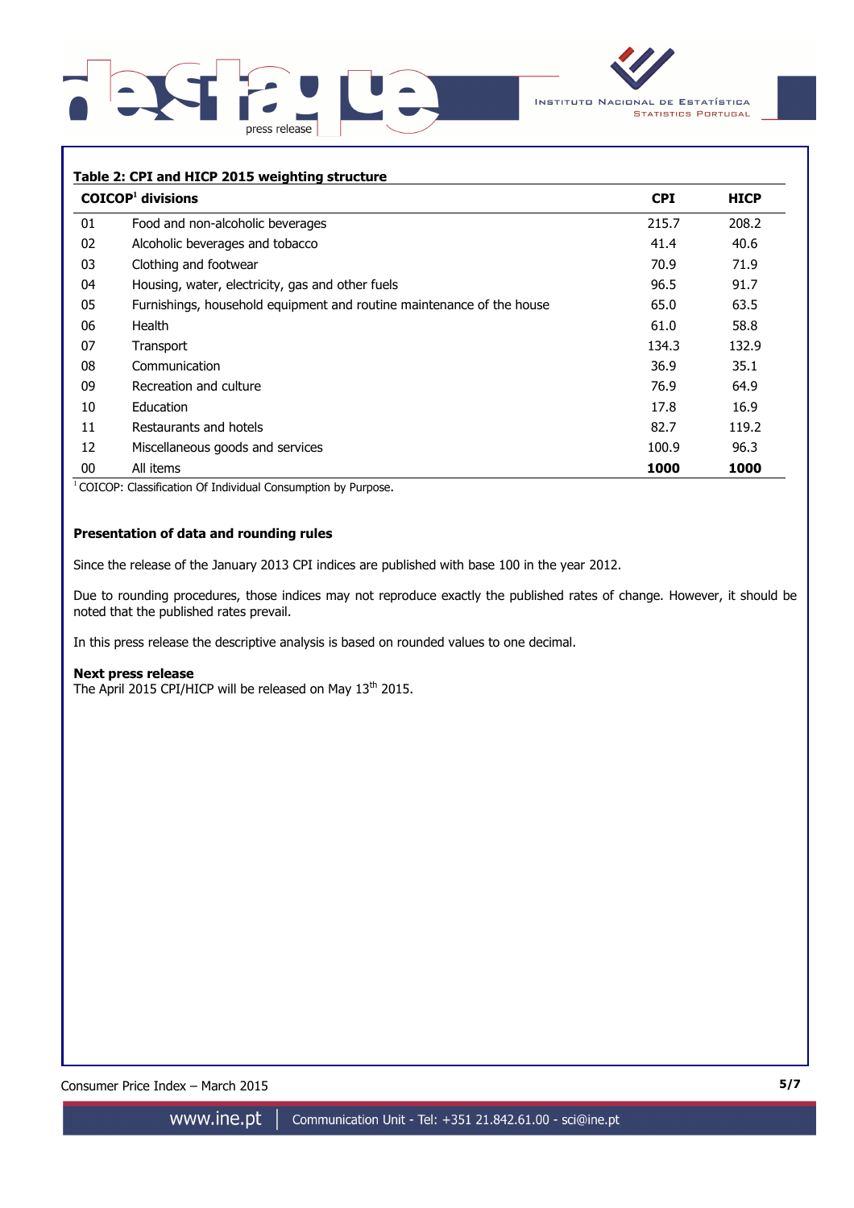**Table 2: CPI and HICP 2015 weighting structure**

| COICOP[1] divisions | | CPI | HICP |
|---|---|---|---|
| 01 | Food and non-alcoholic beverages | 215.7 | 208.2 |
| 02 | Alcoholic beverages and tobacco | 41.4 | 40.6 |
| 03 | Clothing and footwear | 70.9 | 71.9 |
| 04 | Housing, water, electricity, gas and other fuels | 96.5 | 91.7 |
| 05 | Furnishings, household equipment and routine maintenance of the house | 65.0 | 63.5 |
| 06 | Health | 61.0 | 58.8 |
| 07 | Transport | 134.3 | 132.9 |
| 08 | Communication | 36.9 | 35.1 |
| 09 | Recreation and culture | 76.9 | 64.9 |
| 10 | Education | 17.8 | 16.9 |
| 11 | Restaurants and hotels | 82.7 | 119.2 |
| 12 | Miscellaneous goods and services | 100.9 | 96.3 |
| 00 | All items | **1000** | **1000** |

[1] COICOP: Classification Of Individual Consumption by Purpose.

**Presentation of data and rounding rules**

Since the release of the January 2013 CPI indices are published with base 100 in the year 2012.

Due to rounding procedures, those indices may not reproduce exactly the published rates of change. However, it should be noted that the published rates prevail.

In this press release the descriptive analysis is based on rounded values to one decimal.

**Next press release**

The April 2015 CPI/HICP will be released on May 13th 2015.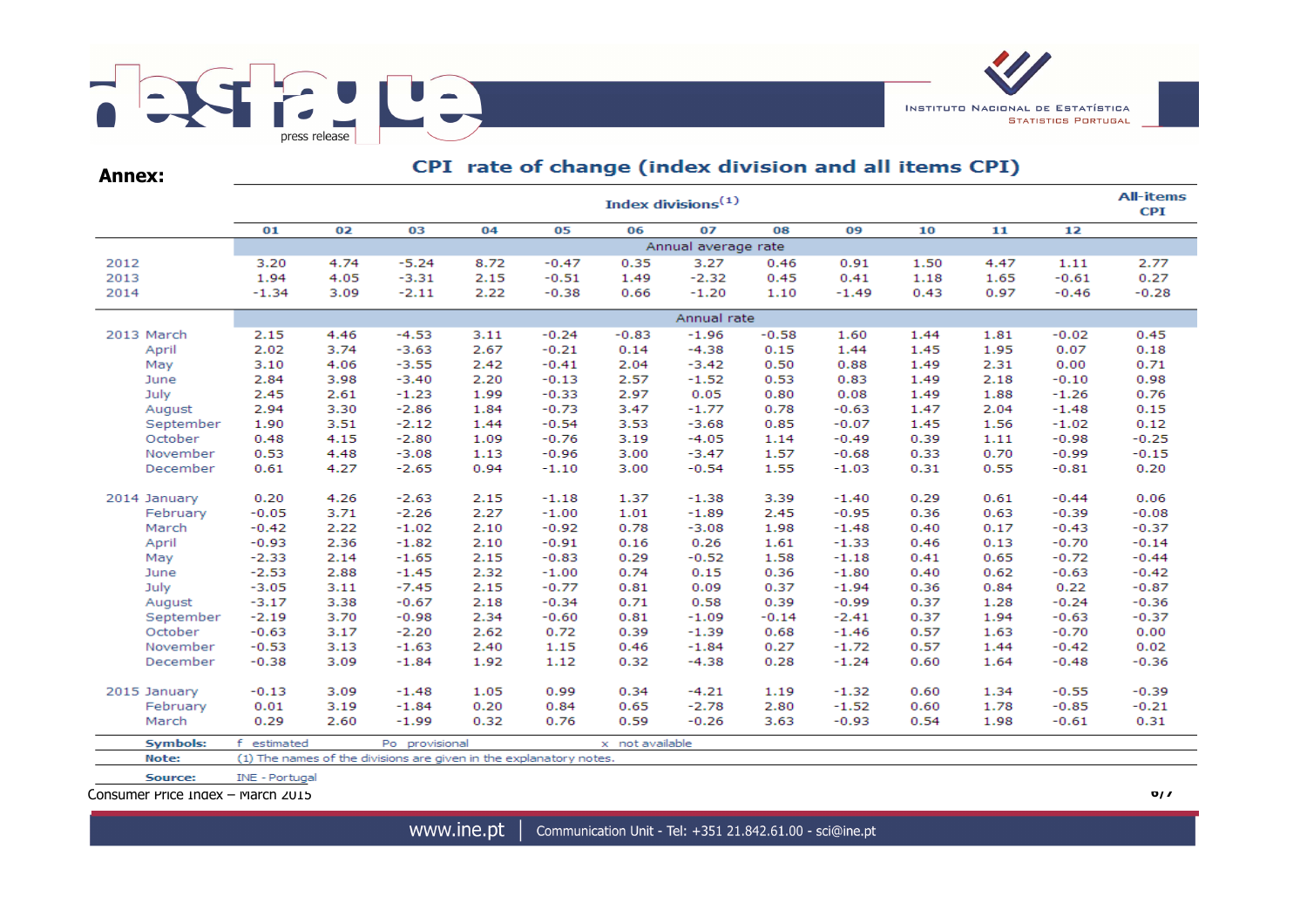**Annex:**

## CPI rate of change (index division and all items CPI)

| | Index divisions[1] | | | | | | | | | | | | All-items CPI |
|---|---|---|---|---|---|---|---|---|---|---|---|---|---|
| | 01 | 02 | 03 | 04 | 05 | 06 | 07 | 08 | 09 | 10 | 11 | 12 | |
| | Annual average rate | | | | | | | | | | | | |
| 2012 | 3.20 | 4.74 | -5.24 | 8.72 | -0.47 | 0.35 | 3.27 | 0.46 | 0.91 | 1.50 | 4.47 | 1.11 | 2.77 |
| 2013 | 1.94 | 4.05 | -3.31 | 2.15 | -0.51 | 1.49 | -2.32 | 0.45 | 0.41 | 1.18 | 1.65 | -0.61 | 0.27 |
| 2014 | -1.34 | 3.09 | -2.11 | 2.22 | -0.38 | 0.66 | -1.20 | 1.10 | -1.49 | 0.43 | 0.97 | -0.46 | -0.28 |
| | Annual rate | | | | | | | | | | | | |
| 2013 March | 2.15 | 4.46 | -4.53 | 3.11 | -0.24 | -0.83 | -1.96 | -0.58 | 1.60 | 1.44 | 1.81 | -0.02 | 0.45 |
| April | 2.02 | 3.74 | -3.63 | 2.67 | -0.21 | 0.14 | -4.38 | 0.15 | 1.44 | 1.45 | 1.95 | 0.07 | 0.18 |
| May | 3.10 | 4.06 | -3.55 | 2.42 | -0.41 | 2.04 | -3.42 | 0.50 | 0.88 | 1.49 | 2.31 | 0.00 | 0.71 |
| June | 2.84 | 3.98 | -3.40 | 2.20 | -0.13 | 2.57 | -1.52 | 0.53 | 0.83 | 1.49 | 2.18 | -0.10 | 0.98 |
| July | 2.45 | 2.61 | -1.23 | 1.99 | -0.33 | 2.97 | 0.05 | 0.80 | 0.08 | 1.49 | 1.88 | -1.26 | 0.76 |
| August | 2.94 | 3.30 | -2.86 | 1.84 | -0.73 | 3.47 | -1.77 | 0.78 | -0.63 | 1.47 | 2.04 | -1.48 | 0.15 |
| September | 1.90 | 3.51 | -2.12 | 1.44 | -0.54 | 3.53 | -3.68 | 0.85 | -0.07 | 1.45 | 1.56 | -1.02 | 0.12 |
| October | 0.48 | 4.15 | -2.80 | 1.09 | -0.76 | 3.19 | -4.05 | 1.14 | -0.49 | 0.39 | 1.11 | -0.98 | -0.25 |
| November | 0.53 | 4.48 | -3.08 | 1.13 | -0.96 | 3.00 | -3.47 | 1.57 | -0.68 | 0.33 | 0.70 | -0.99 | -0.15 |
| December | 0.61 | 4.27 | -2.65 | 0.94 | -1.10 | 3.00 | -0.54 | 1.55 | -1.03 | 0.31 | 0.55 | -0.81 | 0.20 |
| 2014 January | 0.20 | 4.26 | -2.63 | 2.15 | -1.18 | 1.37 | -1.38 | 3.39 | -1.40 | 0.29 | 0.61 | -0.44 | 0.06 |
| February | -0.05 | 3.71 | -2.26 | 2.27 | -1.00 | 1.01 | -1.89 | 2.45 | -0.95 | 0.36 | 0.63 | -0.39 | -0.08 |
| March | -0.42 | 2.22 | -1.02 | 2.10 | -0.92 | 0.78 | -3.08 | 1.98 | -1.48 | 0.40 | 0.17 | -0.43 | -0.37 |
| April | -0.93 | 2.36 | -1.82 | 2.10 | -0.91 | 0.16 | 0.26 | 1.61 | -1.33 | 0.46 | 0.13 | -0.70 | -0.14 |
| May | -2.33 | 2.14 | -1.65 | 2.15 | -0.83 | 0.29 | -0.52 | 1.58 | -1.18 | 0.41 | 0.65 | -0.72 | -0.44 |
| June | -2.53 | 2.88 | -1.45 | 2.32 | -1.00 | 0.74 | 0.15 | 0.36 | -1.80 | 0.40 | 0.62 | -0.63 | -0.42 |
| July | -3.05 | 3.11 | -7.45 | 2.15 | -0.77 | 0.81 | 0.09 | 0.37 | -1.94 | 0.36 | 0.84 | 0.22 | -0.87 |
| August | -3.17 | 3.38 | -0.67 | 2.18 | -0.34 | 0.71 | 0.58 | 0.39 | -0.99 | 0.37 | 1.28 | -0.24 | -0.36 |
| September | -2.19 | 3.70 | -0.98 | 2.34 | -0.60 | 0.81 | -1.09 | -0.14 | -2.41 | 0.37 | 1.94 | -0.63 | -0.37 |
| October | -0.63 | 3.17 | -2.20 | 2.62 | 0.72 | 0.39 | -1.39 | 0.68 | -1.46 | 0.57 | 1.63 | -0.70 | 0.00 |
| November | -0.53 | 3.13 | -1.63 | 2.40 | 1.15 | 0.46 | -1.84 | 0.27 | -1.72 | 0.57 | 1.44 | -0.42 | 0.02 |
| December | -0.38 | 3.09 | -1.84 | 1.92 | 1.12 | 0.32 | -4.38 | 0.28 | -1.24 | 0.60 | 1.64 | -0.48 | -0.36 |
| 2015 January | -0.13 | 3.09 | -1.48 | 1.05 | 0.99 | 0.34 | -4.21 | 1.19 | -1.32 | 0.60 | 1.34 | -0.55 | -0.39 |
| February | 0.01 | 3.19 | -1.84 | 0.20 | 0.84 | 0.65 | -2.78 | 2.80 | -1.52 | 0.60 | 1.78 | -0.85 | -0.21 |
| March | 0.29 | 2.60 | -1.99 | 0.32 | 0.76 | 0.59 | -0.26 | 3.63 | -0.93 | 0.54 | 1.98 | -0.61 | 0.31 |

**Symbols:** f estimated Po provisional x not available

**Note:** (1) The names of the divisions are given in the explanatory notes.

**Source:** INE - Portugal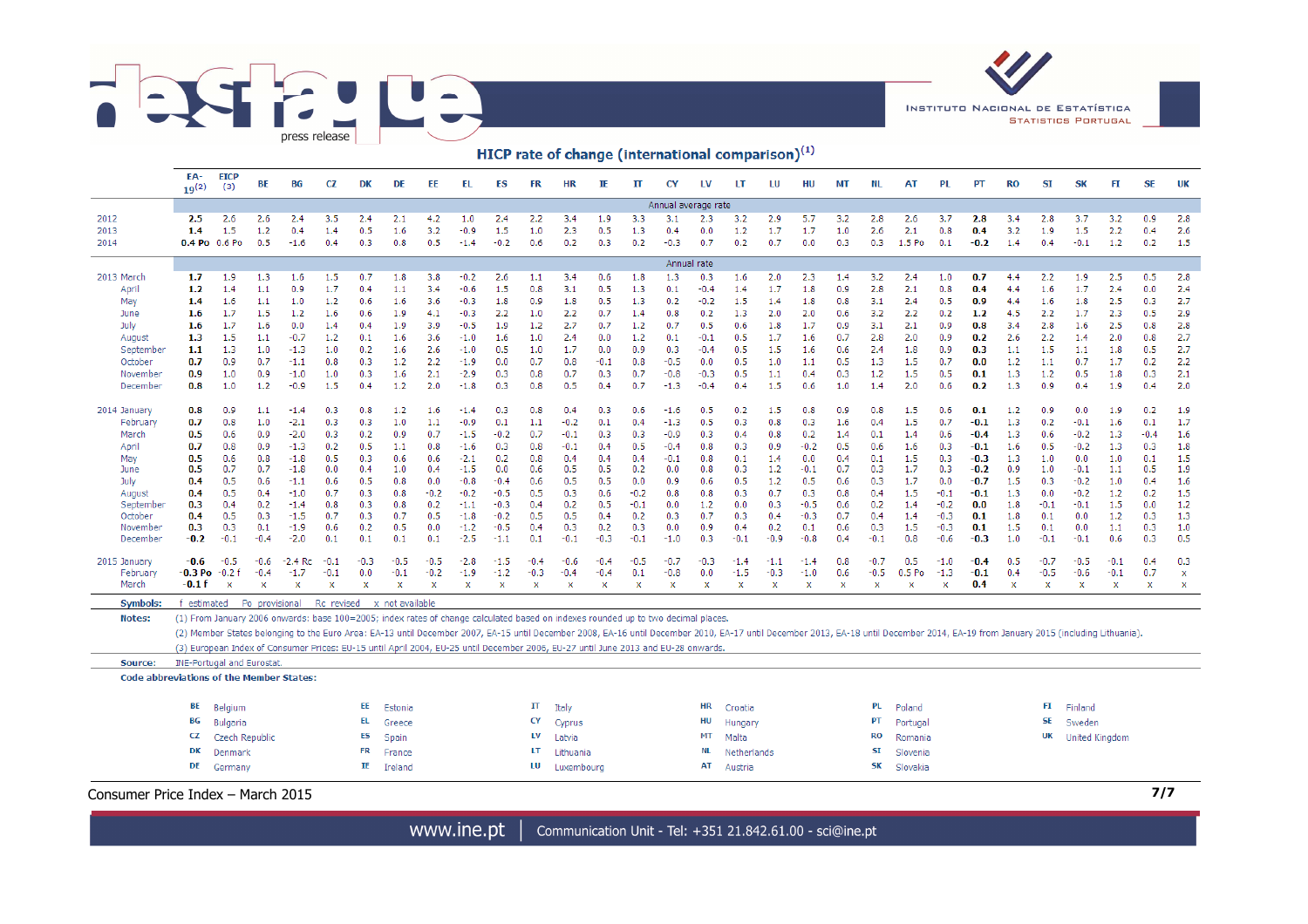## HICP rate of change (international comparison)(1)

| | EA-19(2) | EICP (3) | BE | BG | CZ | DK | DE | EE | EL | ES | FR | HR | IE | IT | CY | LV | LT | LU | HU | MT | NL | AT | PL | PT | RO | SI | SK | FI | SE | UK |
|---|---|---|---|---|---|---|---|---|---|---|---|---|---|---|---|---|---|---|---|---|---|---|---|---|---|---|---|---|---|---|
| | Annual average rate | | | | | | | | | | | | | | | | | | | | | | | | | | | | | |
| 2012 | **2.5** | 2.6 | 2.6 | 2.4 | 3.5 | 2.4 | 2.1 | 4.2 | 1.0 | 2.4 | 2.2 | 3.4 | 1.9 | 3.3 | 3.1 | 2.3 | 3.2 | 2.9 | 5.7 | 3.2 | 2.8 | 2.6 | 3.7 | **2.8** | 3.4 | 2.8 | 3.7 | 3.2 | 0.9 | 2.8 |
| 2013 | **1.4** | 1.5 | 1.2 | 0.4 | 1.4 | 0.5 | 1.6 | 3.2 | -0.9 | 1.5 | 1.0 | 2.3 | 0.5 | 1.3 | 0.4 | 0.0 | 1.2 | 1.7 | 1.7 | 1.0 | 2.6 | 2.1 | 0.8 | **0.4** | 3.2 | 1.9 | 1.5 | 2.2 | 0.4 | 2.6 |
| 2014 | **0.4 Po** | 0.6 Po | 0.5 | -1.6 | 0.4 | 0.3 | 0.8 | 0.5 | -1.4 | -0.2 | 0.6 | 0.2 | 0.3 | 0.2 | -0.3 | 0.7 | 0.2 | 0.7 | 0.0 | 0.3 | 0.3 | 1.5 Po | 0.1 | **-0.2** | 1.4 | 0.4 | -0.1 | 1.2 | 0.2 | 1.5 |
| | Annual rate | | | | | | | | | | | | | | | | | | | | | | | | | | | | | |
| 2013 March | **1.7** | 1.9 | 1.3 | 1.6 | 1.5 | 0.7 | 1.8 | 3.8 | -0.2 | 2.6 | 1.1 | 3.4 | 0.6 | 1.8 | 1.3 | 0.3 | 1.6 | 2.0 | 2.3 | 1.4 | 3.2 | 2.4 | 1.0 | **0.7** | 4.4 | 2.2 | 1.9 | 2.5 | 0.5 | 2.8 |
| April | **1.2** | 1.4 | 1.1 | 0.9 | 1.7 | 0.4 | 1.1 | 3.4 | -0.6 | 1.5 | 0.8 | 3.1 | 0.5 | 1.3 | 0.1 | -0.4 | 1.4 | 1.7 | 1.8 | 0.9 | 2.8 | 2.1 | 0.8 | **0.4** | 4.4 | 1.6 | 1.7 | 2.4 | 0.0 | 2.4 |
| May | **1.4** | 1.6 | 1.1 | 1.0 | 1.2 | 0.6 | 1.6 | 3.6 | -0.3 | 1.8 | 0.9 | 1.8 | 0.5 | 1.3 | 0.2 | -0.2 | 1.5 | 1.4 | 1.8 | 0.8 | 3.1 | 2.4 | 0.5 | **0.9** | 4.4 | 1.8 | 1.8 | 2.5 | 0.3 | 2.7 |
| June | **1.6** | 1.7 | 1.5 | 1.2 | 1.6 | 0.6 | 1.9 | 4.1 | -0.3 | 2.2 | 1.0 | 2.2 | 0.7 | 1.4 | 0.8 | 0.2 | 1.3 | 2.0 | 2.0 | 0.6 | 3.2 | 2.2 | 0.2 | **1.2** | 4.5 | 2.2 | 1.7 | 2.3 | 0.5 | 2.9 |
| July | **1.6** | 1.7 | 1.6 | 0.0 | 1.4 | 0.4 | 1.9 | 3.9 | -0.5 | 1.9 | 1.2 | 2.7 | 0.7 | 1.2 | 0.7 | 0.5 | 0.6 | 1.8 | 1.7 | 0.9 | 3.1 | 2.1 | 0.9 | **0.8** | 3.4 | 2.8 | 1.6 | 2.5 | 0.8 | 2.8 |
| August | **1.3** | 1.5 | 1.1 | -0.7 | 1.2 | 0.1 | 1.6 | 3.6 | -1.0 | 1.6 | 1.0 | 2.4 | 0.0 | 1.2 | 0.1 | -0.1 | 0.5 | 1.7 | 1.6 | 0.7 | 2.8 | 2.0 | 0.9 | **0.2** | 2.6 | 2.2 | 1.4 | 2.0 | 0.8 | 2.7 |
| September | **1.1** | 1.3 | 1.0 | -1.3 | 1.0 | 0.2 | 1.6 | 2.6 | -1.0 | 0.5 | 1.0 | 1.7 | 0.0 | 0.9 | 0.3 | -0.4 | 0.5 | 1.5 | 1.6 | 0.6 | 2.4 | 1.8 | 0.9 | **0.3** | 1.1 | 1.5 | 1.1 | 1.8 | 0.5 | 2.7 |
| October | **0.7** | 0.9 | 0.7 | -1.1 | 0.8 | 0.3 | 1.2 | 2.2 | -1.9 | 0.0 | 0.7 | 0.8 | -0.1 | 0.8 | -0.5 | 0.0 | 0.5 | 1.0 | 1.1 | 0.5 | 1.3 | 1.5 | 0.7 | **0.0** | 1.2 | 1.1 | 0.7 | 1.7 | 0.2 | 2.2 |
| November | **0.9** | 1.0 | 0.9 | -1.0 | 1.0 | 0.3 | 1.6 | 2.1 | -2.9 | 0.3 | 0.8 | 0.7 | 0.3 | 0.7 | -0.8 | -0.3 | 0.5 | 1.1 | 0.4 | 0.3 | 1.2 | 1.5 | 0.5 | **0.1** | 1.3 | 1.2 | 0.5 | 1.8 | 0.3 | 2.1 |
| December | **0.8** | 1.0 | 1.2 | -0.9 | 1.5 | 0.4 | 1.2 | 2.0 | -1.8 | 0.3 | 0.8 | 0.5 | 0.4 | 0.7 | -1.3 | -0.4 | 0.4 | 1.5 | 0.6 | 1.0 | 1.4 | 2.0 | 0.6 | **0.2** | 1.3 | 0.9 | 0.4 | 1.9 | 0.4 | 2.0 |
| 2014 January | **0.8** | 0.9 | 1.1 | -1.4 | 0.3 | 0.8 | 1.2 | 1.6 | -1.4 | 0.3 | 0.8 | 0.4 | 0.3 | 0.6 | -1.6 | 0.5 | 0.2 | 1.5 | 0.8 | 0.9 | 0.8 | 1.5 | 0.6 | **0.1** | 1.2 | 0.9 | 0.0 | 1.9 | 0.2 | 1.9 |
| February | **0.7** | 0.8 | 1.0 | -2.1 | 0.3 | 0.3 | 1.0 | 1.1 | -0.9 | 0.1 | 1.1 | -0.2 | 0.1 | 0.4 | -1.3 | 0.5 | 0.3 | 0.8 | 0.3 | 1.6 | 0.4 | 1.5 | 0.7 | **-0.1** | 1.3 | 0.2 | -0.1 | 1.6 | 0.1 | 1.7 |
| March | **0.5** | 0.6 | 0.9 | -2.0 | 0.3 | 0.2 | 0.9 | 0.7 | -1.5 | -0.2 | 0.7 | -0.1 | 0.3 | 0.3 | -0.9 | 0.3 | 0.4 | 0.8 | 0.2 | 1.4 | 0.1 | 1.4 | 0.6 | **-0.4** | 1.3 | 0.6 | -0.2 | 1.3 | -0.4 | 1.6 |
| April | **0.7** | 0.8 | 0.9 | -1.3 | 0.2 | 0.5 | 1.1 | 0.8 | -1.6 | 0.3 | 0.8 | -0.1 | 0.4 | 0.5 | -0.4 | 0.8 | 0.3 | 0.9 | -0.2 | 0.5 | 0.6 | 1.6 | 0.3 | **-0.1** | 1.6 | 0.5 | -0.2 | 1.3 | 0.3 | 1.8 |
| May | **0.5** | 0.6 | 0.8 | -1.8 | 0.5 | 0.3 | 0.6 | 0.6 | -2.1 | 0.2 | 0.8 | 0.4 | 0.4 | 0.4 | -0.1 | 0.8 | 0.1 | 1.4 | 0.0 | 0.4 | 0.1 | 1.5 | 0.3 | **-0.3** | 1.3 | 1.0 | 0.0 | 1.0 | 0.1 | 1.5 |
| June | **0.5** | 0.7 | 0.7 | -1.8 | 0.0 | 0.4 | 1.0 | 0.4 | -1.5 | 0.0 | 0.6 | 0.5 | 0.5 | 0.2 | 0.0 | 0.8 | 0.3 | 1.2 | -0.1 | 0.7 | 0.3 | 1.7 | 0.3 | **-0.2** | 0.9 | 1.0 | -0.1 | 1.1 | 0.5 | 1.9 |
| July | **0.4** | 0.5 | 0.6 | -1.1 | 0.6 | 0.5 | 0.8 | 0.0 | -0.8 | -0.4 | 0.6 | 0.5 | 0.5 | 0.0 | 0.9 | 0.6 | 0.5 | 1.2 | 0.5 | 0.6 | 0.3 | 1.7 | 0.0 | **-0.7** | 1.5 | 0.3 | -0.2 | 1.0 | 0.4 | 1.6 |
| August | **0.4** | 0.5 | 0.4 | -1.0 | 0.7 | 0.3 | 0.8 | -0.2 | -0.2 | -0.5 | 0.5 | 0.3 | 0.6 | -0.2 | 0.8 | 0.8 | 0.3 | 0.7 | 0.3 | 0.8 | 0.4 | 1.5 | -0.1 | **-0.1** | 1.3 | 0.0 | -0.2 | 1.2 | 0.2 | 1.5 |
| September | **0.3** | 0.4 | 0.2 | -1.4 | 0.8 | 0.3 | 0.8 | 0.2 | -1.1 | -0.3 | 0.4 | 0.2 | 0.5 | -0.1 | 0.0 | 1.2 | 0.0 | 0.3 | -0.5 | 0.6 | 0.2 | 1.4 | -0.2 | **0.0** | 1.8 | -0.1 | -0.1 | 1.5 | 0.0 | 1.2 |
| October | **0.4** | 0.5 | 0.3 | -1.5 | 0.7 | 0.3 | 0.7 | 0.5 | -1.8 | -0.2 | 0.5 | 0.5 | 0.4 | 0.2 | 0.3 | 0.7 | 0.3 | 0.4 | -0.3 | 0.7 | 0.4 | 1.4 | -0.3 | **0.1** | 1.8 | 0.1 | 0.0 | 1.2 | 0.3 | 1.3 |
| November | **0.3** | 0.3 | 0.1 | -1.9 | 0.6 | 0.2 | 0.5 | 0.0 | -1.2 | -0.5 | 0.4 | 0.3 | 0.2 | 0.3 | 0.0 | 0.9 | 0.4 | 0.2 | 0.1 | 0.6 | 0.3 | 1.5 | -0.3 | **0.1** | 1.5 | 0.1 | 0.0 | 1.1 | 0.3 | 1.0 |
| December | **-0.2** | -0.1 | -0.4 | -2.0 | 0.1 | 0.1 | 0.1 | 0.1 | -2.5 | -1.1 | 0.1 | -0.1 | -0.3 | -0.1 | -1.0 | 0.2 | 0.3 | -0.9 | -0.8 | 0.4 | -0.1 | 0.8 | -0.6 | **-0.3** | 1.0 | -0.1 | -0.1 | 0.6 | 0.3 | 0.5 |
| 2015 January | **-0.6** | -0.5 | -0.6 | -2.4 Rc | -0.1 | -0.3 | -0.5 | -0.5 | -2.8 | -1.5 | -0.4 | -0.6 | -0.4 | -0.5 | -0.7 | -0.3 | -1.4 | -1.1 | -1.4 | 0.8 | -0.7 | 0.5 | -1.0 | **-0.4** | 0.5 | -0.7 | -0.5 | -0.1 | 0.4 | 0.3 |
| February | **-0.3 Po** | -0.2 f | -0.4 | -1.7 | -0.1 | 0.0 | -0.1 | -0.2 | -1.9 | -1.2 | -0.3 | -0.4 | -0.4 | 0.1 | -0.8 | 0.0 | -1.5 | -0.3 | -1.0 | 0.6 | -0.5 | 0.5 Po | -1.3 | **-0.1** | 0.4 | -0.5 | -0.6 | -0.1 | 0.7 | x |
| March | **-0.1 f** | x | x | x | x | x | x | x | x | x | x | x | x | x | x | x | x | x | x | x | x | x | x | **0.4** | x | x | x | x | x | x |

**Symbols:** f estimated Po provisional Rc revised x not available

**Notes:**
(1) From January 2006 onwards: base 100=2005; index rates of change calculated based on indexes rounded up to two decimal places.
(2) Member States belonging to the Euro Area: EA-13 until December 2007, EA-15 until December 2008, EA-16 until December 2010, EA-17 until December 2013, EA-18 until December 2014, EA-19 from January 2015 (including Lithuania).
(3) European Index of Consumer Prices: EU-15 until April 2004, EU-25 until December 2006, EU-27 until June 2013 and EU-28 onwards.

**Source:** INE-Portugal and Eurostat.

**Code abbreviations of the Member States:**

| | | | | | | | | | | | |
|---|---|---|---|---|---|---|---|---|---|---|---|
| BE | Belgium | EE | Estonia | IT | Italy | HR | Croatia | PL | Poland | FI | Finland |
| BG | Bulgaria | EL | Greece | CY | Cyprus | HU | Hungary | PT | Portugal | SE | Sweden |
| CZ | Czech Republic | ES | Spain | LV | Latvia | MT | Malta | RO | Romania | UK | United Kingdom |
| DK | Denmark | FR | France | LT | Lithuania | NL | Netherlands | SI | Slovenia | | |
| DE | Germany | IE | Ireland | LU | Luxembourg | AT | Austria | SK | Slovakia | | |